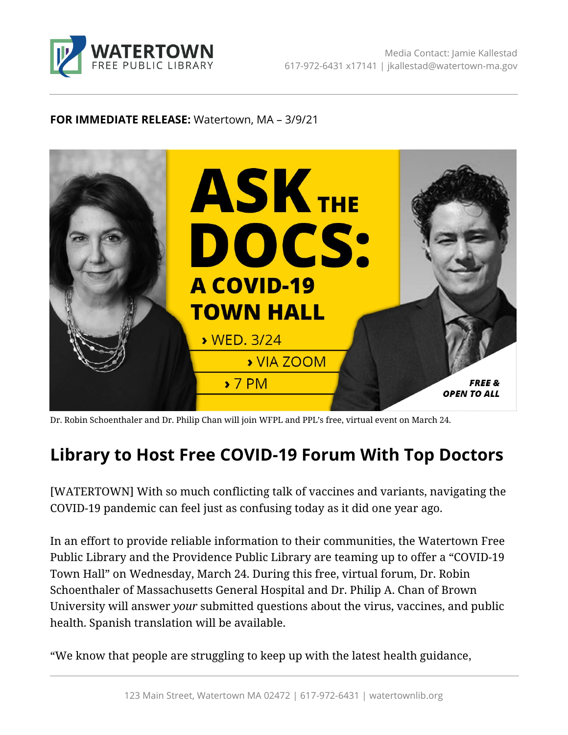**WATERTOWN**
FREE PUBLIC LIBRARY

Media Contact: Jamie Kallestad
617-972-6431 x17141 | jkallestad@watertown-ma.gov

**FOR IMMEDIATE RELEASE:** Watertown, MA – 3/9/21

**ASK THE DOCS: A COVID-19 TOWN HALL**

› WED. 3/24
› VIA ZOOM
› 7 PM

***FREE & OPEN TO ALL***

Dr. Robin Schoenthaler and Dr. Philip Chan will join WFPL and PPL's free, virtual event on March 24.

# Library to Host Free COVID-19 Forum With Top Doctors

[WATERTOWN] With so much conflicting talk of vaccines and variants, navigating the COVID-19 pandemic can feel just as confusing today as it did one year ago.

In an effort to provide reliable information to their communities, the Watertown Free Public Library and the Providence Public Library are teaming up to offer a "COVID-19 Town Hall" on Wednesday, March 24. During this free, virtual forum, Dr. Robin Schoenthaler of Massachusetts General Hospital and Dr. Philip A. Chan of Brown University will answer *your* submitted questions about the virus, vaccines, and public health. Spanish translation will be available.

"We know that people are struggling to keep up with the latest health guidance,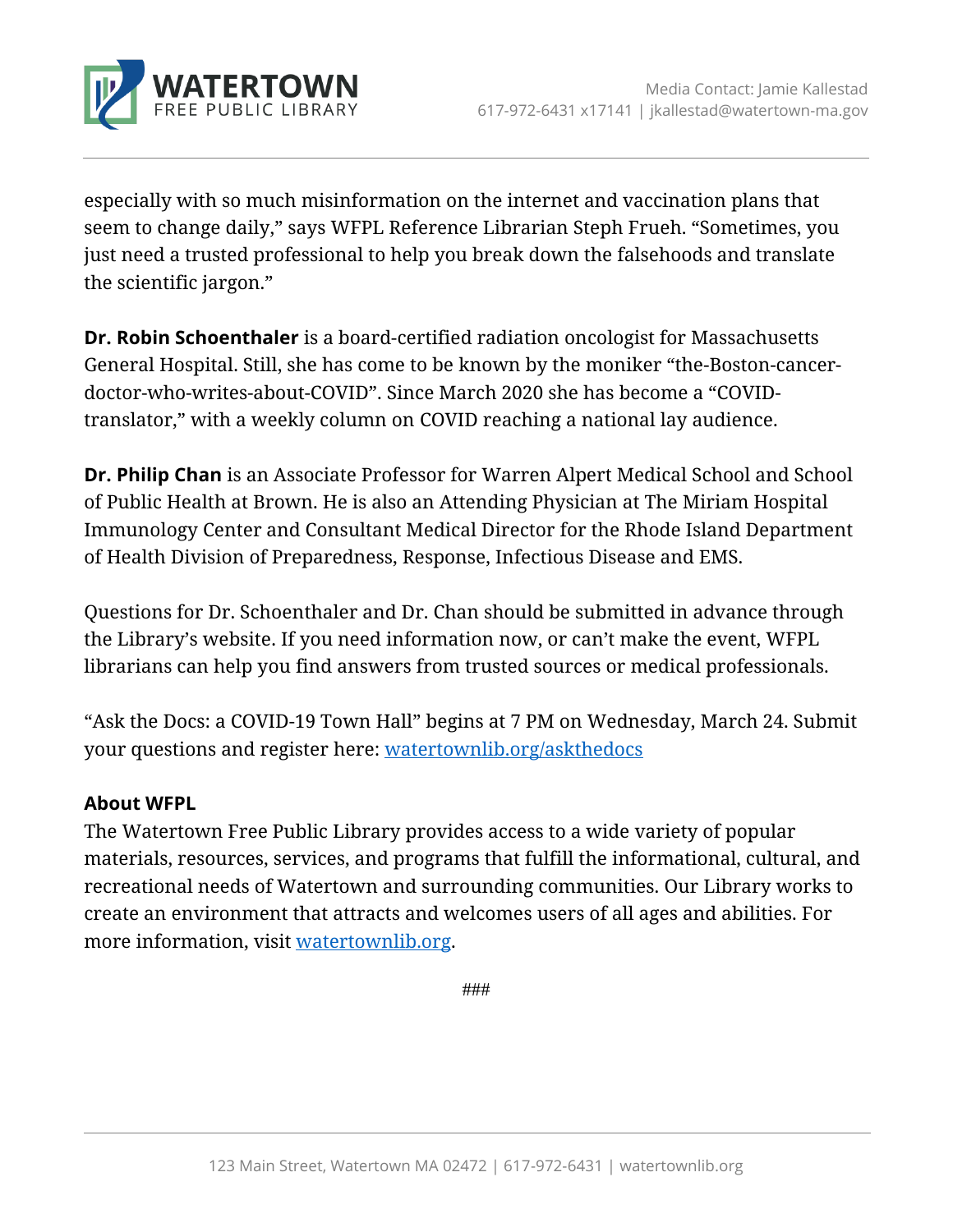especially with so much misinformation on the internet and vaccination plans that seem to change daily," says WFPL Reference Librarian Steph Frueh. "Sometimes, you just need a trusted professional to help you break down the falsehoods and translate the scientific jargon."

**Dr. Robin Schoenthaler** is a board-certified radiation oncologist for Massachusetts General Hospital. Still, she has come to be known by the moniker "the-Boston-cancer-doctor-who-writes-about-COVID". Since March 2020 she has become a "COVID-translator," with a weekly column on COVID reaching a national lay audience.

**Dr. Philip Chan** is an Associate Professor for Warren Alpert Medical School and School of Public Health at Brown. He is also an Attending Physician at The Miriam Hospital Immunology Center and Consultant Medical Director for the Rhode Island Department of Health Division of Preparedness, Response, Infectious Disease and EMS.

Questions for Dr. Schoenthaler and Dr. Chan should be submitted in advance through the Library's website. If you need information now, or can't make the event, WFPL librarians can help you find answers from trusted sources or medical professionals.

"Ask the Docs: a COVID-19 Town Hall" begins at 7 PM on Wednesday, March 24. Submit your questions and register here: watertownlib.org/askthedocs

**About WFPL**

The Watertown Free Public Library provides access to a wide variety of popular materials, resources, services, and programs that fulfill the informational, cultural, and recreational needs of Watertown and surrounding communities. Our Library works to create an environment that attracts and welcomes users of all ages and abilities. For more information, visit watertownlib.org.

###